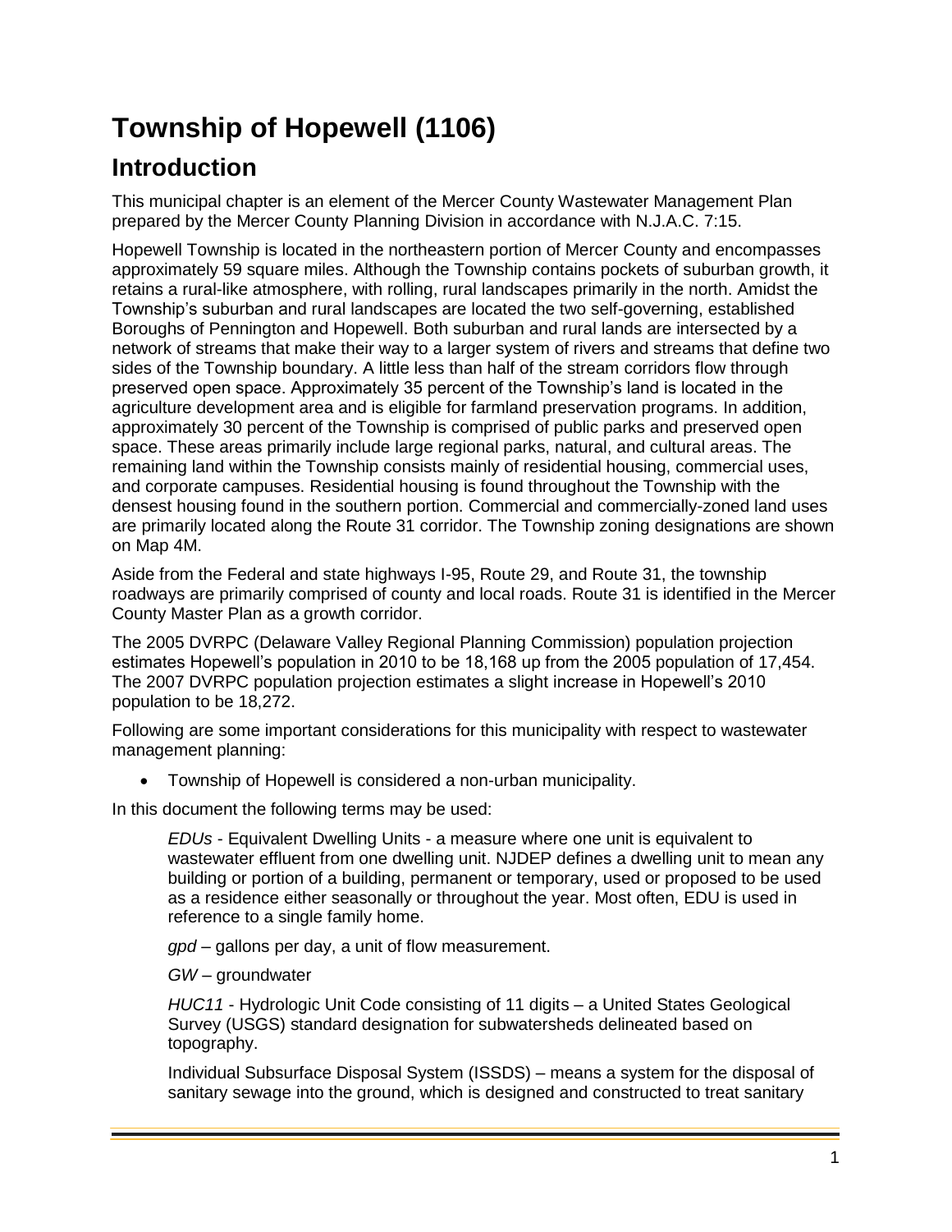# Township of Hopewell (1106)

## Introduction

This municipal chapter is an element of the Mercer County Wastewater Management Plan prepared by the Mercer County Planning Division in accordance with N.J.A.C. 7:15.

Hopewell Township is located in the northeastern portion of Mercer County and encompasses approximately 59 square miles. Although the Township contains pockets of suburban growth, it retains a rural-like atmosphere, with rolling, rural landscapes primarily in the north. Amidst the Township's suburban and rural landscapes are located the two self-governing, established Boroughs of Pennington and Hopewell. Both suburban and rural lands are intersected by a network of streams that make their way to a larger system of rivers and streams that define two sides of the Township boundary. A little less than half of the stream corridors flow through preserved open space. Approximately 35 percent of the Township's land is located in the agriculture development area and is eligible for farmland preservation programs. In addition, approximately 30 percent of the Township is comprised of public parks and preserved open space. These areas primarily include large regional parks, natural, and cultural areas. The remaining land within the Township consists mainly of residential housing, commercial uses, and corporate campuses. Residential housing is found throughout the Township with the densest housing found in the southern portion. Commercial and commercially-zoned land uses are primarily located along the Route 31 corridor. The Township zoning designations are shown on Map 4M.

Aside from the Federal and state highways I-95, Route 29, and Route 31, the township roadways are primarily comprised of county and local roads. Route 31 is identified in the Mercer County Master Plan as a growth corridor.

The 2005 DVRPC (Delaware Valley Regional Planning Commission) population projection estimates Hopewell's population in 2010 to be 18,168 up from the 2005 population of 17,454. The 2007 DVRPC population projection estimates a slight increase in Hopewell's 2010 population to be 18,272.

Following are some important considerations for this municipality with respect to wastewater management planning:

- Township of Hopewell is considered a non-urban municipality.

In this document the following terms may be used:

*EDUs* - Equivalent Dwelling Units - a measure where one unit is equivalent to wastewater effluent from one dwelling unit. NJDEP defines a dwelling unit to mean any building or portion of a building, permanent or temporary, used or proposed to be used as a residence either seasonally or throughout the year. Most often, EDU is used in reference to a single family home.

*gpd* – gallons per day, a unit of flow measurement.

*GW* – groundwater

*HUC11* - Hydrologic Unit Code consisting of 11 digits – a United States Geological Survey (USGS) standard designation for subwatersheds delineated based on topography.

Individual Subsurface Disposal System (ISSDS) – means a system for the disposal of sanitary sewage into the ground, which is designed and constructed to treat sanitary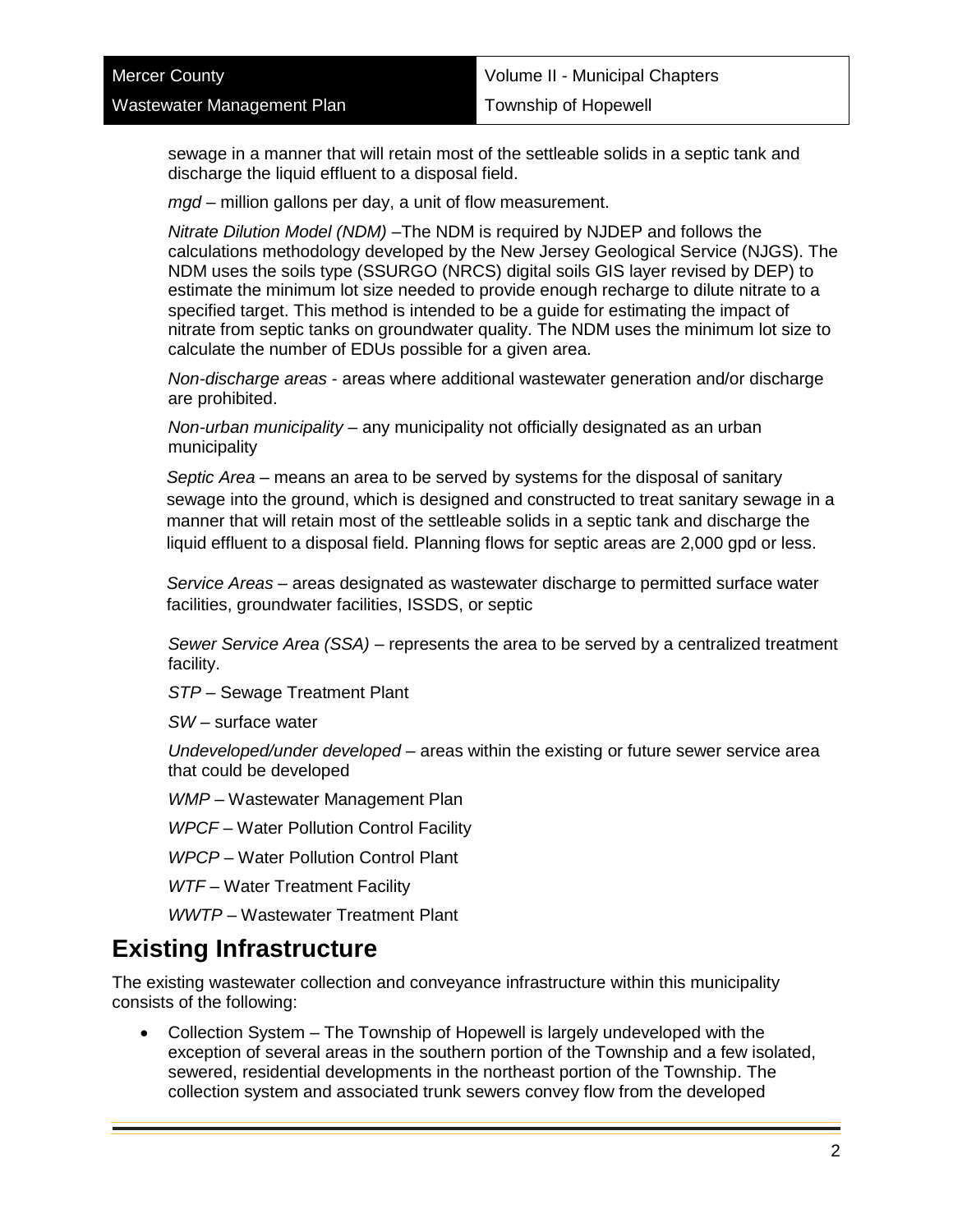sewage in a manner that will retain most of the settleable solids in a septic tank and discharge the liquid effluent to a disposal field.

*mgd* – million gallons per day, a unit of flow measurement.

*Nitrate Dilution Model (NDM)* –The NDM is required by NJDEP and follows the calculations methodology developed by the New Jersey Geological Service (NJGS). The NDM uses the soils type (SSURGO (NRCS) digital soils GIS layer revised by DEP) to estimate the minimum lot size needed to provide enough recharge to dilute nitrate to a specified target. This method is intended to be a guide for estimating the impact of nitrate from septic tanks on groundwater quality. The NDM uses the minimum lot size to calculate the number of EDUs possible for a given area.

*Non-discharge areas* - areas where additional wastewater generation and/or discharge are prohibited.

*Non-urban municipality* – any municipality not officially designated as an urban municipality

*Septic Area* – means an area to be served by systems for the disposal of sanitary sewage into the ground, which is designed and constructed to treat sanitary sewage in a manner that will retain most of the settleable solids in a septic tank and discharge the liquid effluent to a disposal field. Planning flows for septic areas are 2,000 gpd or less.

*Service Areas* – areas designated as wastewater discharge to permitted surface water facilities, groundwater facilities, ISSDS, or septic

*Sewer Service Area (SSA)* – represents the area to be served by a centralized treatment facility.

*STP* – Sewage Treatment Plant

*SW* – surface water

*Undeveloped/under developed* – areas within the existing or future sewer service area that could be developed

*WMP* – Wastewater Management Plan

*WPCF* – Water Pollution Control Facility

*WPCP* – Water Pollution Control Plant

*WTF* – Water Treatment Facility

*WWTP* – Wastewater Treatment Plant

## Existing Infrastructure

The existing wastewater collection and conveyance infrastructure within this municipality consists of the following:

- Collection System – The Township of Hopewell is largely undeveloped with the exception of several areas in the southern portion of the Township and a few isolated, sewered, residential developments in the northeast portion of the Township. The collection system and associated trunk sewers convey flow from the developed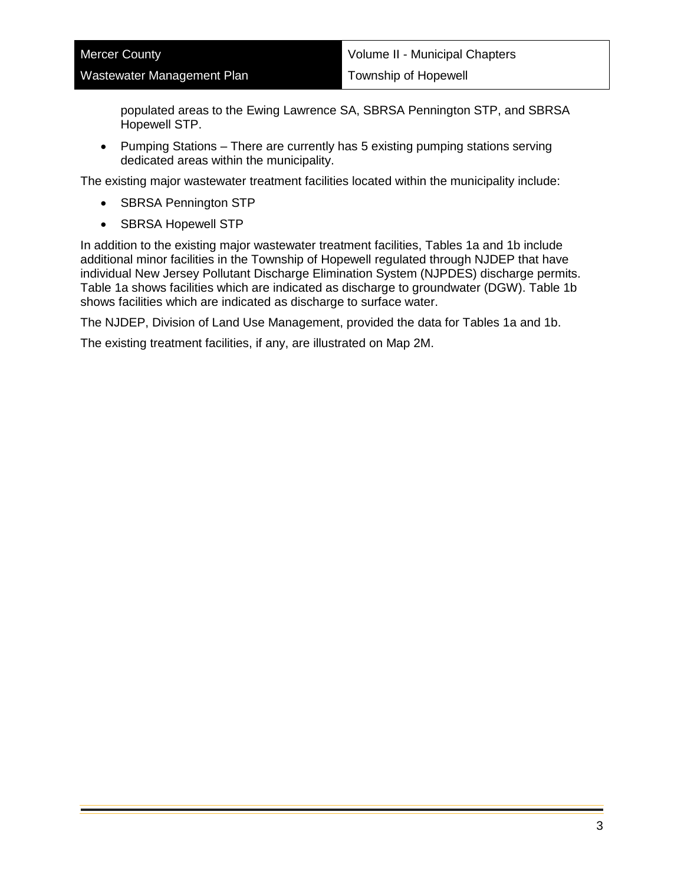populated areas to the Ewing Lawrence SA, SBRSA Pennington STP, and SBRSA Hopewell STP.

- Pumping Stations – There are currently has 5 existing pumping stations serving dedicated areas within the municipality.

The existing major wastewater treatment facilities located within the municipality include:

- SBRSA Pennington STP
- SBRSA Hopewell STP

In addition to the existing major wastewater treatment facilities, Tables 1a and 1b include additional minor facilities in the Township of Hopewell regulated through NJDEP that have individual New Jersey Pollutant Discharge Elimination System (NJPDES) discharge permits. Table 1a shows facilities which are indicated as discharge to groundwater (DGW). Table 1b shows facilities which are indicated as discharge to surface water.

The NJDEP, Division of Land Use Management, provided the data for Tables 1a and 1b.

The existing treatment facilities, if any, are illustrated on Map 2M.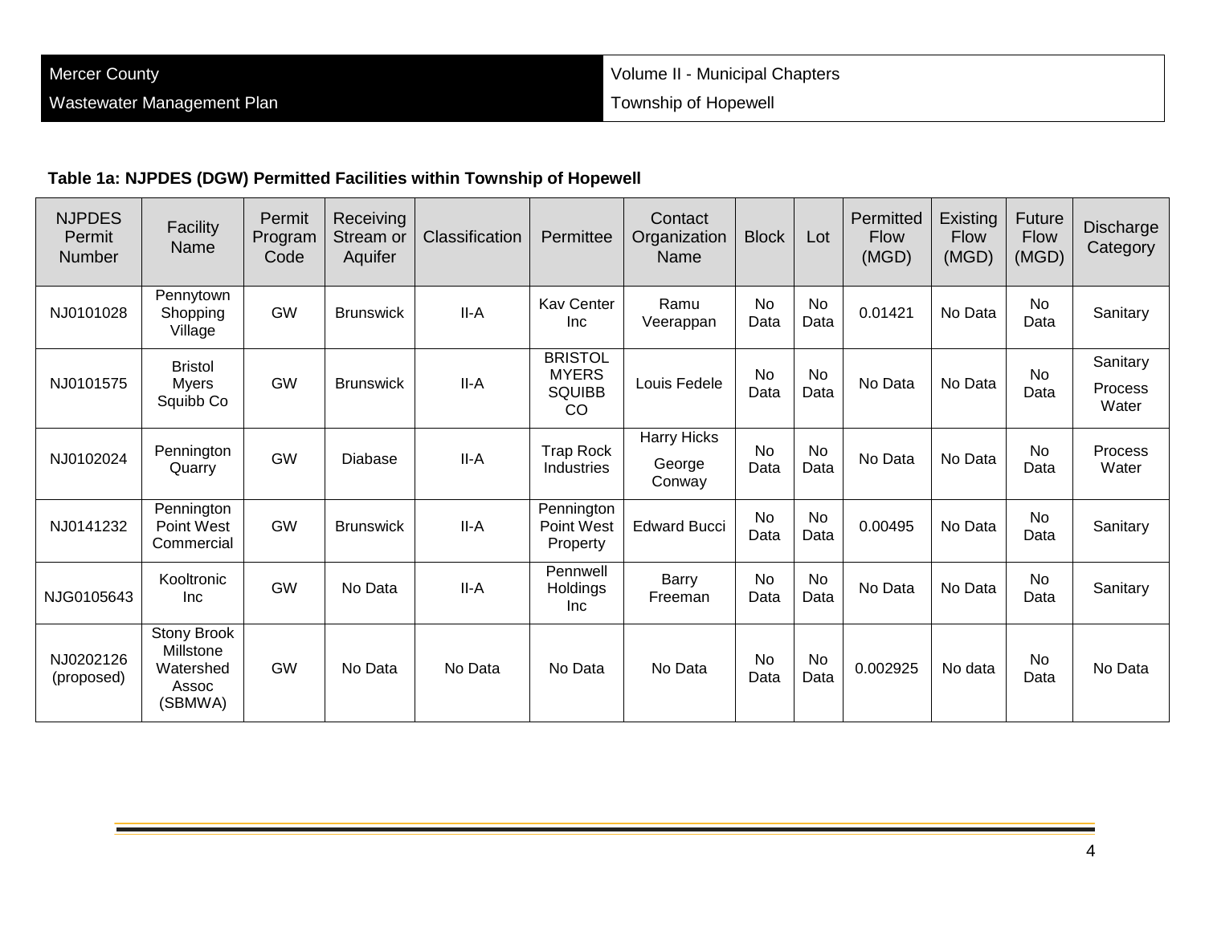**Table 1a: NJPDES (DGW) Permitted Facilities within Township of Hopewell**

| NJPDES Permit Number | Facility Name | Permit Program Code | Receiving Stream or Aquifer | Classification | Permittee | Contact Organization Name | Block | Lot | Permitted Flow (MGD) | Existing Flow (MGD) | Future Flow (MGD) | Discharge Category |
|---|---|---|---|---|---|---|---|---|---|---|---|---|
| NJ0101028 | Pennytown Shopping Village | GW | Brunswick | II-A | Kav Center Inc | Ramu Veerappan | No Data | No Data | 0.01421 | No Data | No Data | Sanitary |
| NJ0101575 | Bristol Myers Squibb Co | GW | Brunswick | II-A | BRISTOL MYERS SQUIBB CO | Louis Fedele | No Data | No Data | No Data | No Data | No Data | Sanitary<br>Process Water |
| NJ0102024 | Pennington Quarry | GW | Diabase | II-A | Trap Rock Industries | Harry Hicks<br>George Conway | No Data | No Data | No Data | No Data | No Data | Process Water |
| NJ0141232 | Pennington Point West Commercial | GW | Brunswick | II-A | Pennington Point West Property | Edward Bucci | No Data | No Data | 0.00495 | No Data | No Data | Sanitary |
| NJG0105643 | Kooltronic Inc | GW | No Data | II-A | Pennwell Holdings Inc | Barry Freeman | No Data | No Data | No Data | No Data | No Data | Sanitary |
| NJ0202126 (proposed) | Stony Brook Millstone Watershed Assoc (SBMWA) | GW | No Data | No Data | No Data | No Data | No Data | No Data | 0.002925 | No data | No Data | No Data |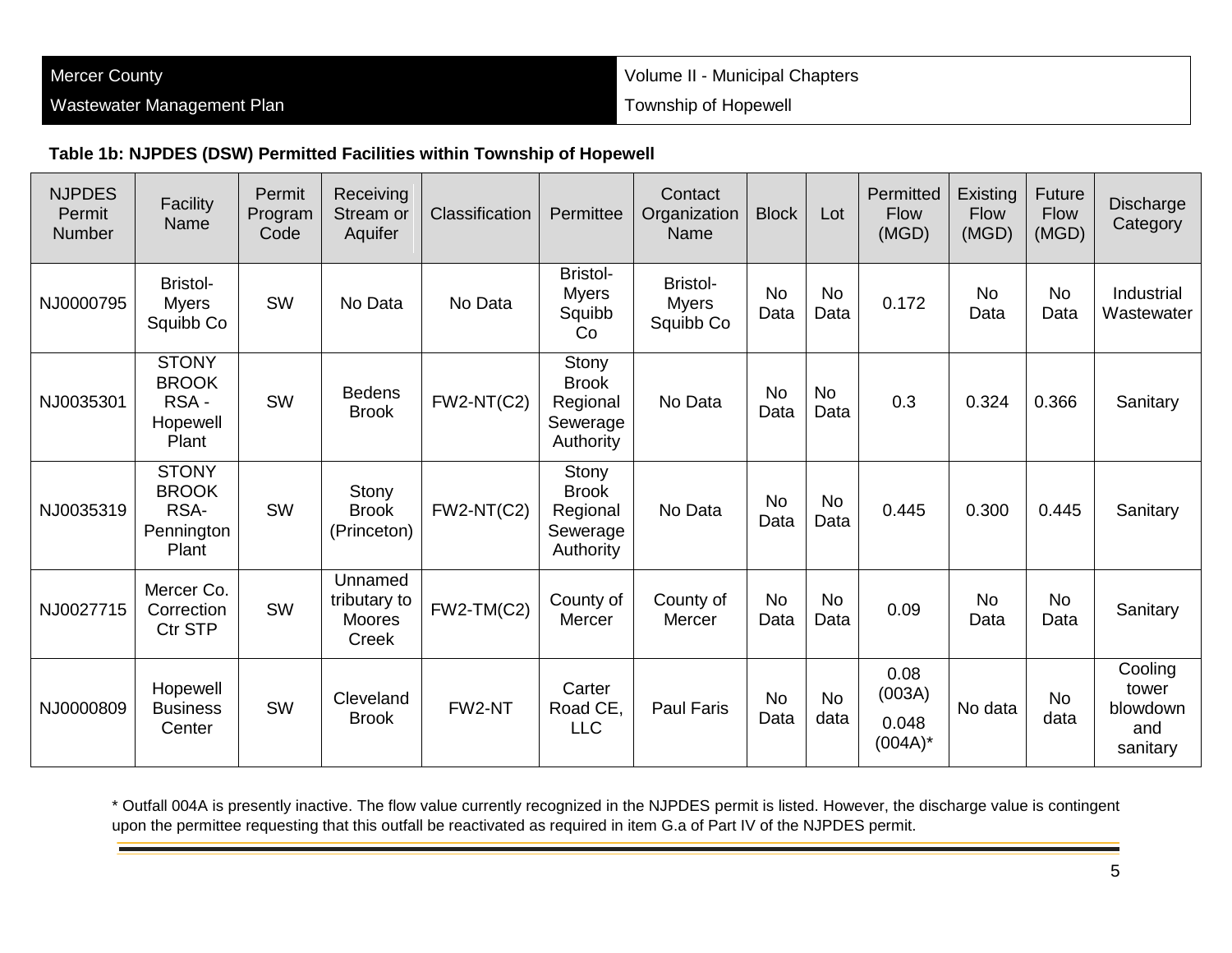**Table 1b: NJPDES (DSW) Permitted Facilities within Township of Hopewell**

| NJPDES Permit Number | Facility Name | Permit Program Code | Receiving Stream or Aquifer | Classification | Permittee | Contact Organization Name | Block | Lot | Permitted Flow (MGD) | Existing Flow (MGD) | Future Flow (MGD) | Discharge Category |
|---|---|---|---|---|---|---|---|---|---|---|---|---|
| NJ0000795 | Bristol-Myers Squibb Co | SW | No Data | No Data | Bristol-Myers Squibb Co | Bristol-Myers Squibb Co | No Data | No Data | 0.172 | No Data | No Data | Industrial Wastewater |
| NJ0035301 | STONY BROOK RSA - Hopewell Plant | SW | Bedens Brook | FW2-NT(C2) | Stony Brook Regional Sewerage Authority | No Data | No Data | No Data | 0.3 | 0.324 | 0.366 | Sanitary |
| NJ0035319 | STONY BROOK RSA-Pennington Plant | SW | Stony Brook (Princeton) | FW2-NT(C2) | Stony Brook Regional Sewerage Authority | No Data | No Data | No Data | 0.445 | 0.300 | 0.445 | Sanitary |
| NJ0027715 | Mercer Co. Correction Ctr STP | SW | Unnamed tributary to Moores Creek | FW2-TM(C2) | County of Mercer | County of Mercer | No Data | No Data | 0.09 | No Data | No Data | Sanitary |
| NJ0000809 | Hopewell Business Center | SW | Cleveland Brook | FW2-NT | Carter Road CE, LLC | Paul Faris | No Data | No data | 0.08 (003A) 0.048 (004A)* | No data | No data | Cooling tower blowdown and sanitary |

* Outfall 004A is presently inactive. The flow value currently recognized in the NJPDES permit is listed. However, the discharge value is contingent upon the permittee requesting that this outfall be reactivated as required in item G.a of Part IV of the NJPDES permit.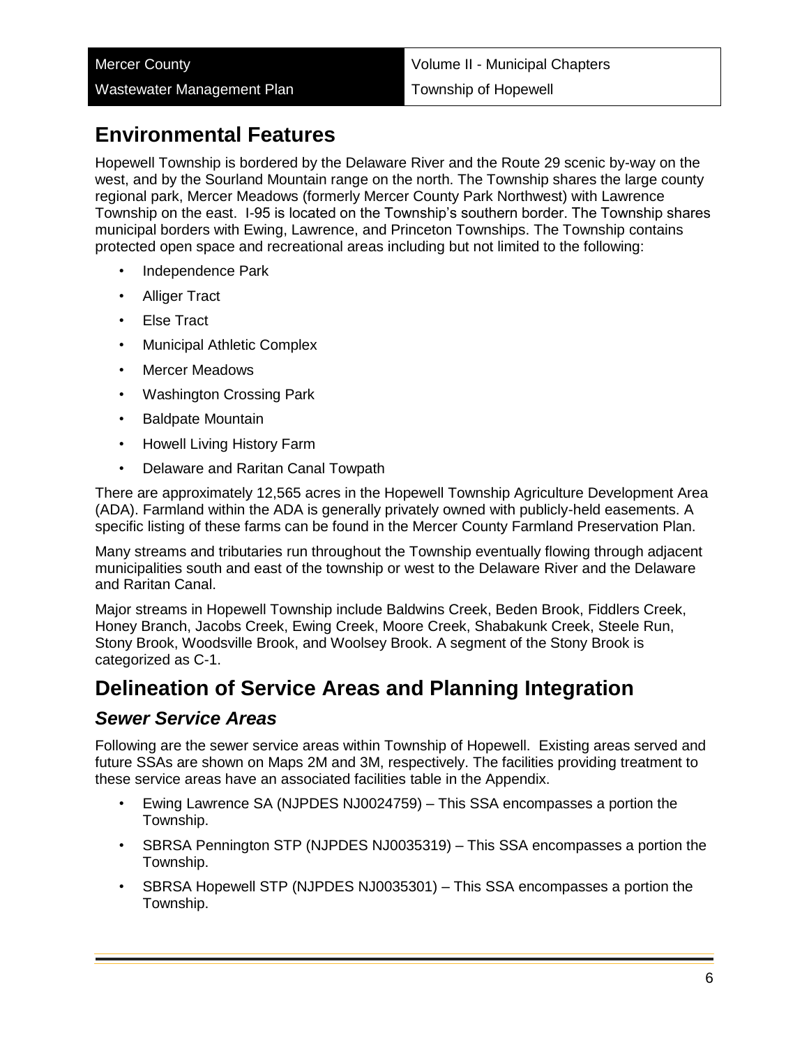## Environmental Features

Hopewell Township is bordered by the Delaware River and the Route 29 scenic by-way on the west, and by the Sourland Mountain range on the north. The Township shares the large county regional park, Mercer Meadows (formerly Mercer County Park Northwest) with Lawrence Township on the east. I-95 is located on the Township's southern border. The Township shares municipal borders with Ewing, Lawrence, and Princeton Townships. The Township contains protected open space and recreational areas including but not limited to the following:

- Independence Park
- Alliger Tract
- Else Tract
- Municipal Athletic Complex
- Mercer Meadows
- Washington Crossing Park
- Baldpate Mountain
- Howell Living History Farm
- Delaware and Raritan Canal Towpath

There are approximately 12,565 acres in the Hopewell Township Agriculture Development Area (ADA). Farmland within the ADA is generally privately owned with publicly-held easements. A specific listing of these farms can be found in the Mercer County Farmland Preservation Plan.

Many streams and tributaries run throughout the Township eventually flowing through adjacent municipalities south and east of the township or west to the Delaware River and the Delaware and Raritan Canal.

Major streams in Hopewell Township include Baldwins Creek, Beden Brook, Fiddlers Creek, Honey Branch, Jacobs Creek, Ewing Creek, Moore Creek, Shabakunk Creek, Steele Run, Stony Brook, Woodsville Brook, and Woolsey Brook. A segment of the Stony Brook is categorized as C-1.

## Delineation of Service Areas and Planning Integration

### *Sewer Service Areas*

Following are the sewer service areas within Township of Hopewell. Existing areas served and future SSAs are shown on Maps 2M and 3M, respectively. The facilities providing treatment to these service areas have an associated facilities table in the Appendix.

- Ewing Lawrence SA (NJPDES NJ0024759) – This SSA encompasses a portion the Township.
- SBRSA Pennington STP (NJPDES NJ0035319) – This SSA encompasses a portion the Township.
- SBRSA Hopewell STP (NJPDES NJ0035301) – This SSA encompasses a portion the Township.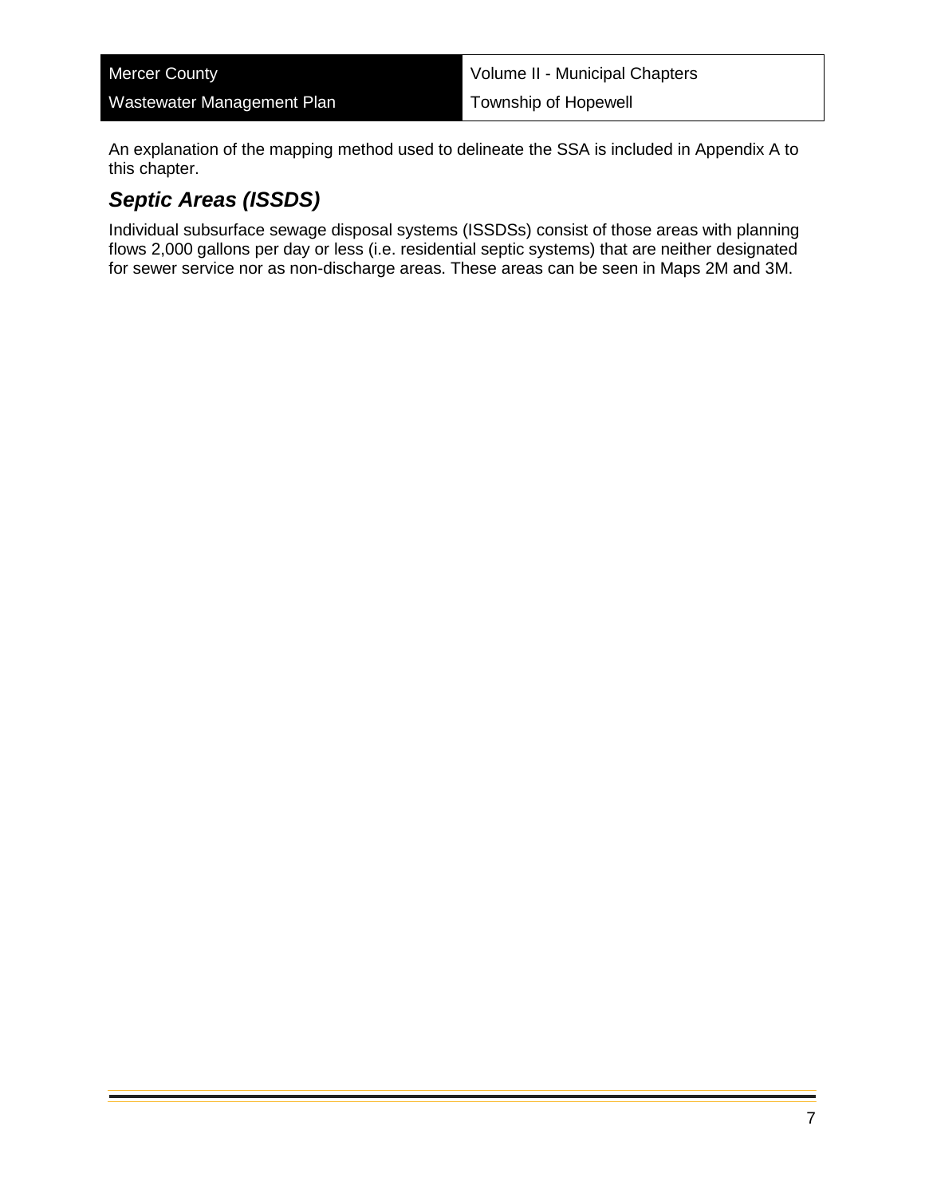An explanation of the mapping method used to delineate the SSA is included in Appendix A to this chapter.

## *Septic Areas (ISSDS)*

Individual subsurface sewage disposal systems (ISSDSs) consist of those areas with planning flows 2,000 gallons per day or less (i.e. residential septic systems) that are neither designated for sewer service nor as non-discharge areas. These areas can be seen in Maps 2M and 3M.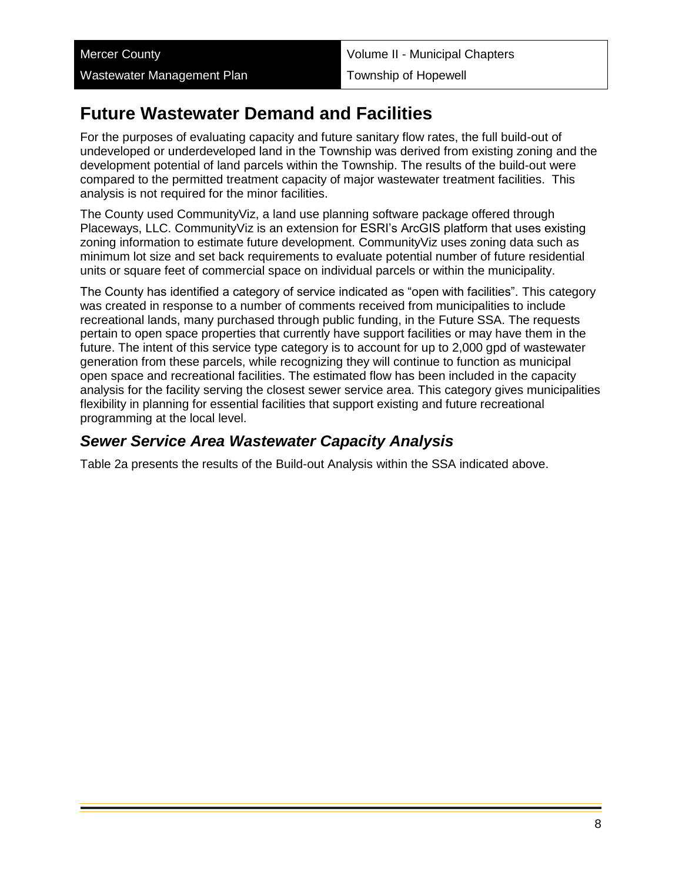## Future Wastewater Demand and Facilities

For the purposes of evaluating capacity and future sanitary flow rates, the full build-out of undeveloped or underdeveloped land in the Township was derived from existing zoning and the development potential of land parcels within the Township. The results of the build-out were compared to the permitted treatment capacity of major wastewater treatment facilities. This analysis is not required for the minor facilities.

The County used CommunityViz, a land use planning software package offered through Placeways, LLC. CommunityViz is an extension for ESRI's ArcGIS platform that uses existing zoning information to estimate future development. CommunityViz uses zoning data such as minimum lot size and set back requirements to evaluate potential number of future residential units or square feet of commercial space on individual parcels or within the municipality.

The County has identified a category of service indicated as "open with facilities". This category was created in response to a number of comments received from municipalities to include recreational lands, many purchased through public funding, in the Future SSA. The requests pertain to open space properties that currently have support facilities or may have them in the future. The intent of this service type category is to account for up to 2,000 gpd of wastewater generation from these parcels, while recognizing they will continue to function as municipal open space and recreational facilities. The estimated flow has been included in the capacity analysis for the facility serving the closest sewer service area. This category gives municipalities flexibility in planning for essential facilities that support existing and future recreational programming at the local level.

### *Sewer Service Area Wastewater Capacity Analysis*

Table 2a presents the results of the Build-out Analysis within the SSA indicated above.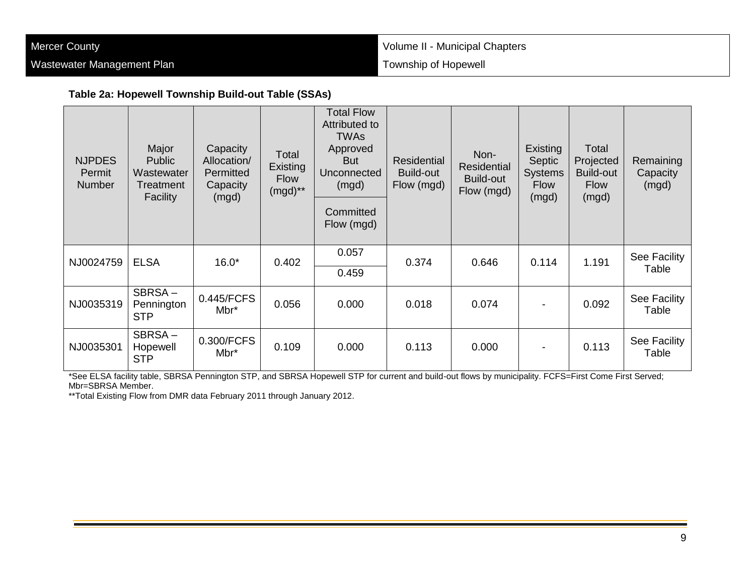**Table 2a: Hopewell Township Build-out Table (SSAs)**

| NJPDES Permit Number | Major Public Wastewater Treatment Facility | Capacity Allocation/ Permitted Capacity (mgd) | Total Existing Flow (mgd)** | Total Flow Attributed to TWAs Approved But Unconnected (mgd) / Committed Flow (mgd) | Residential Build-out Flow (mgd) | Non-Residential Build-out Flow (mgd) | Existing Septic Systems Flow (mgd) | Total Projected Build-out Flow (mgd) | Remaining Capacity (mgd) |
|---|---|---|---|---|---|---|---|---|---|
| NJ0024759 | ELSA | 16.0* | 0.402 | 0.057 / 0.459 | 0.374 | 0.646 | 0.114 | 1.191 | See Facility Table |
| NJ0035319 | SBRSA – Pennington STP | 0.445/FCFS Mbr* | 0.056 | 0.000 | 0.018 | 0.074 | - | 0.092 | See Facility Table |
| NJ0035301 | SBRSA – Hopewell STP | 0.300/FCFS Mbr* | 0.109 | 0.000 | 0.113 | 0.000 | - | 0.113 | See Facility Table |

*See ELSA facility table, SBRSA Pennington STP, and SBRSA Hopewell STP for current and build-out flows by municipality. FCFS=First Come First Served; Mbr=SBRSA Member.

**Total Existing Flow from DMR data February 2011 through January 2012.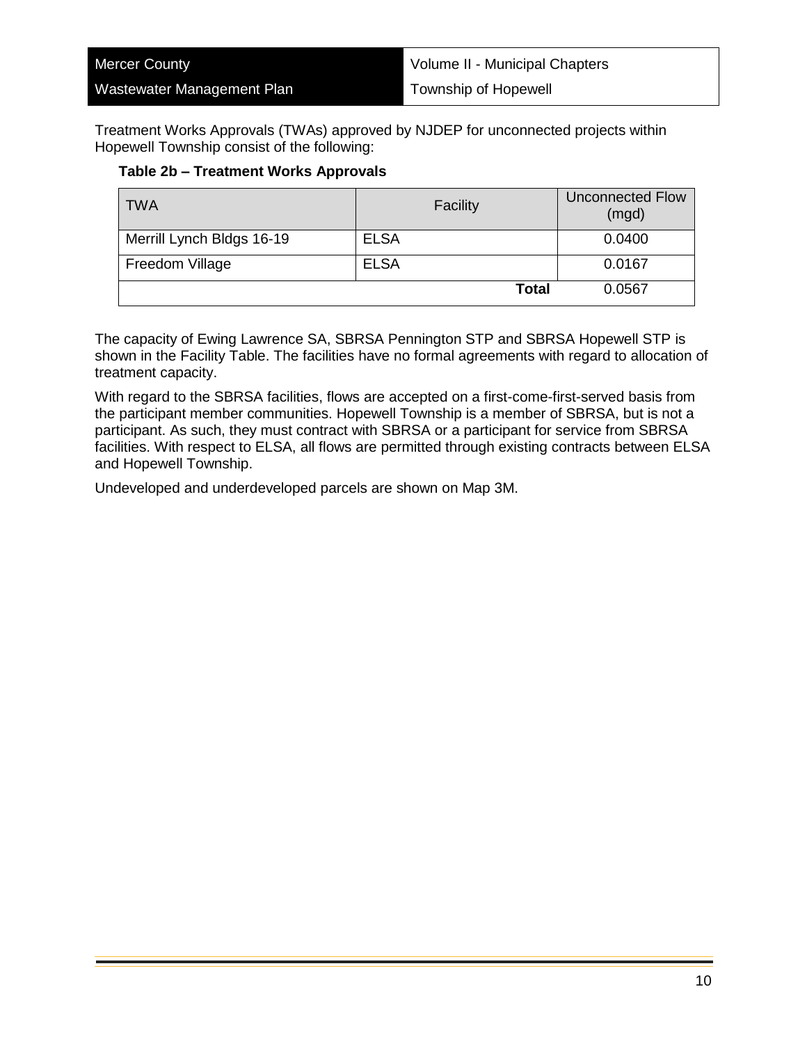Treatment Works Approvals (TWAs) approved by NJDEP for unconnected projects within Hopewell Township consist of the following:

**Table 2b – Treatment Works Approvals**

| TWA | Facility | Unconnected Flow (mgd) |
|---|---|---|
| Merrill Lynch Bldgs 16-19 | ELSA | 0.0400 |
| Freedom Village | ELSA | 0.0167 |
| | **Total** | 0.0567 |

The capacity of Ewing Lawrence SA, SBRSA Pennington STP and SBRSA Hopewell STP is shown in the Facility Table. The facilities have no formal agreements with regard to allocation of treatment capacity.

With regard to the SBRSA facilities, flows are accepted on a first-come-first-served basis from the participant member communities. Hopewell Township is a member of SBRSA, but is not a participant. As such, they must contract with SBRSA or a participant for service from SBRSA facilities. With respect to ELSA, all flows are permitted through existing contracts between ELSA and Hopewell Township.

Undeveloped and underdeveloped parcels are shown on Map 3M.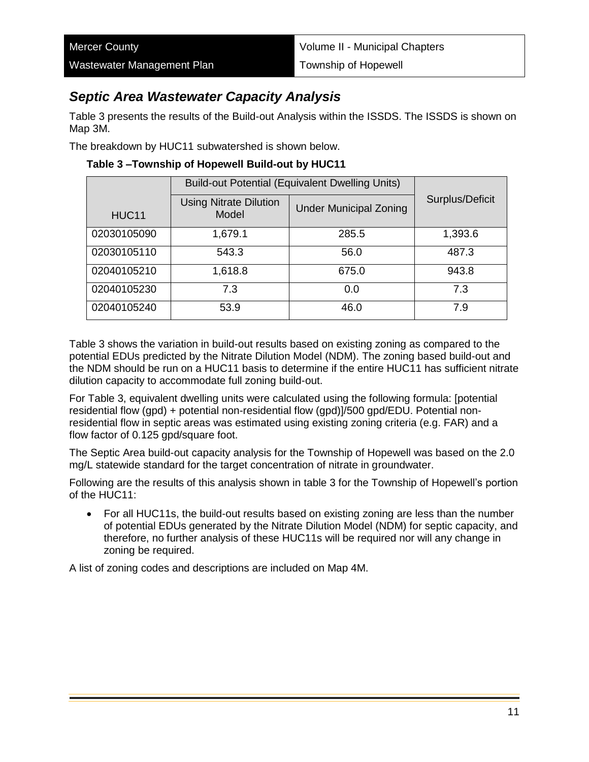## *Septic Area Wastewater Capacity Analysis*

Table 3 presents the results of the Build-out Analysis within the ISSDS. The ISSDS is shown on Map 3M.

The breakdown by HUC11 subwatershed is shown below.

**Table 3 –Township of Hopewell Build-out by HUC11**

| HUC11 | Build-out Potential (Equivalent Dwelling Units) | | Surplus/Deficit |
|---|---|---|---|
| | Using Nitrate Dilution Model | Under Municipal Zoning | |
| 02030105090 | 1,679.1 | 285.5 | 1,393.6 |
| 02030105110 | 543.3 | 56.0 | 487.3 |
| 02040105210 | 1,618.8 | 675.0 | 943.8 |
| 02040105230 | 7.3 | 0.0 | 7.3 |
| 02040105240 | 53.9 | 46.0 | 7.9 |

Table 3 shows the variation in build-out results based on existing zoning as compared to the potential EDUs predicted by the Nitrate Dilution Model (NDM). The zoning based build-out and the NDM should be run on a HUC11 basis to determine if the entire HUC11 has sufficient nitrate dilution capacity to accommodate full zoning build-out.

For Table 3, equivalent dwelling units were calculated using the following formula: [potential residential flow (gpd) + potential non-residential flow (gpd)]/500 gpd/EDU. Potential non-residential flow in septic areas was estimated using existing zoning criteria (e.g. FAR) and a flow factor of 0.125 gpd/square foot.

The Septic Area build-out capacity analysis for the Township of Hopewell was based on the 2.0 mg/L statewide standard for the target concentration of nitrate in groundwater.

Following are the results of this analysis shown in table 3 for the Township of Hopewell's portion of the HUC11:

- For all HUC11s, the build-out results based on existing zoning are less than the number of potential EDUs generated by the Nitrate Dilution Model (NDM) for septic capacity, and therefore, no further analysis of these HUC11s will be required nor will any change in zoning be required.

A list of zoning codes and descriptions are included on Map 4M.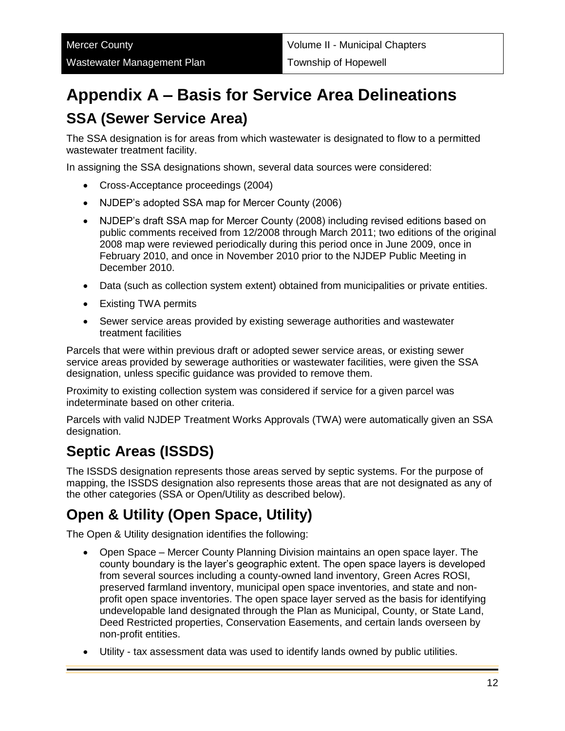# Appendix A – Basis for Service Area Delineations

## SSA (Sewer Service Area)

The SSA designation is for areas from which wastewater is designated to flow to a permitted wastewater treatment facility.

In assigning the SSA designations shown, several data sources were considered:

- Cross-Acceptance proceedings (2004)
- NJDEP's adopted SSA map for Mercer County (2006)
- NJDEP's draft SSA map for Mercer County (2008) including revised editions based on public comments received from 12/2008 through March 2011; two editions of the original 2008 map were reviewed periodically during this period once in June 2009, once in February 2010, and once in November 2010 prior to the NJDEP Public Meeting in December 2010.
- Data (such as collection system extent) obtained from municipalities or private entities.
- Existing TWA permits
- Sewer service areas provided by existing sewerage authorities and wastewater treatment facilities

Parcels that were within previous draft or adopted sewer service areas, or existing sewer service areas provided by sewerage authorities or wastewater facilities, were given the SSA designation, unless specific guidance was provided to remove them.

Proximity to existing collection system was considered if service for a given parcel was indeterminate based on other criteria.

Parcels with valid NJDEP Treatment Works Approvals (TWA) were automatically given an SSA designation.

## Septic Areas (ISSDS)

The ISSDS designation represents those areas served by septic systems. For the purpose of mapping, the ISSDS designation also represents those areas that are not designated as any of the other categories (SSA or Open/Utility as described below).

## Open & Utility (Open Space, Utility)

The Open & Utility designation identifies the following:

- Open Space – Mercer County Planning Division maintains an open space layer. The county boundary is the layer's geographic extent. The open space layers is developed from several sources including a county-owned land inventory, Green Acres ROSI, preserved farmland inventory, municipal open space inventories, and state and non-profit open space inventories. The open space layer served as the basis for identifying undevelopable land designated through the Plan as Municipal, County, or State Land, Deed Restricted properties, Conservation Easements, and certain lands overseen by non-profit entities.
- Utility - tax assessment data was used to identify lands owned by public utilities.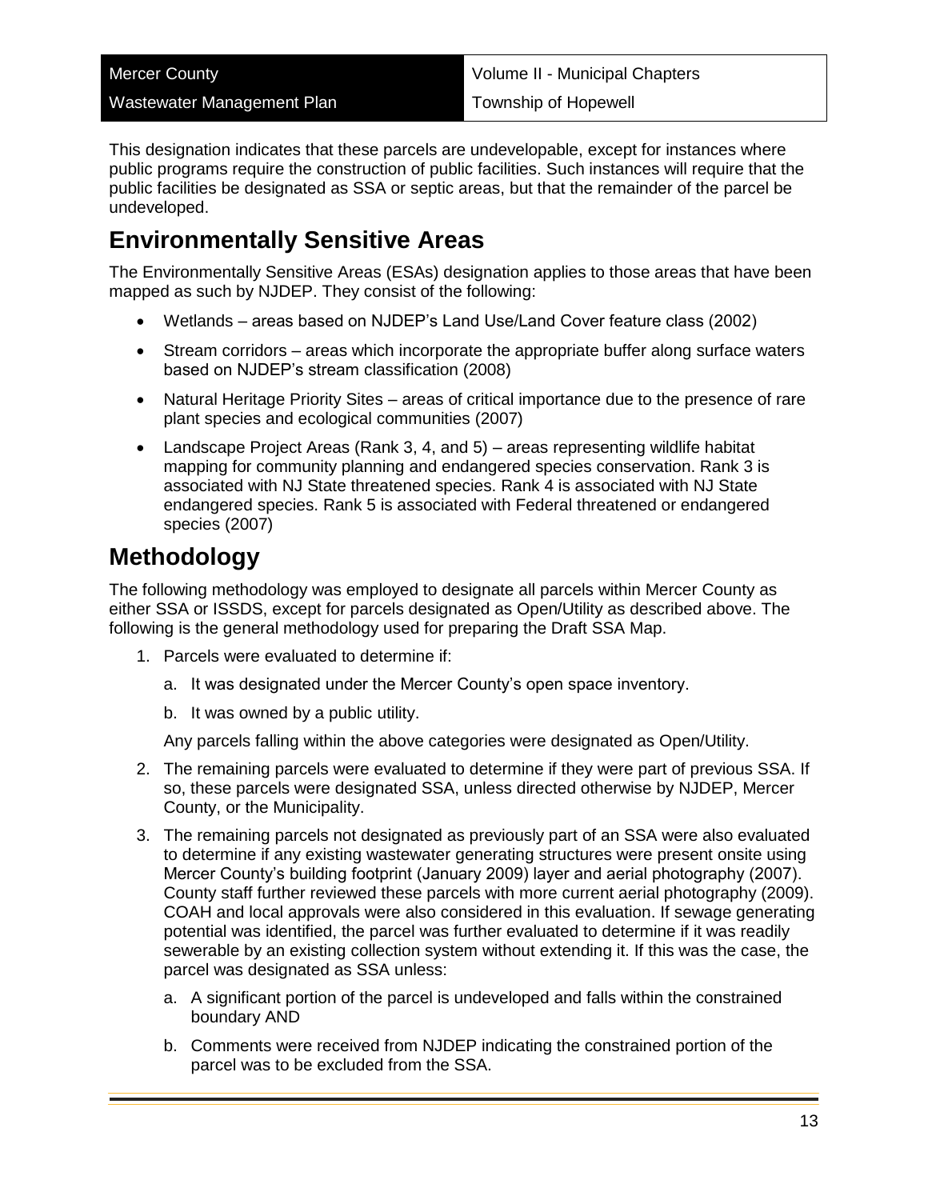This designation indicates that these parcels are undevelopable, except for instances where public programs require the construction of public facilities. Such instances will require that the public facilities be designated as SSA or septic areas, but that the remainder of the parcel be undeveloped.

## Environmentally Sensitive Areas

The Environmentally Sensitive Areas (ESAs) designation applies to those areas that have been mapped as such by NJDEP. They consist of the following:

- Wetlands – areas based on NJDEP's Land Use/Land Cover feature class (2002)
- Stream corridors – areas which incorporate the appropriate buffer along surface waters based on NJDEP's stream classification (2008)
- Natural Heritage Priority Sites – areas of critical importance due to the presence of rare plant species and ecological communities (2007)
- Landscape Project Areas (Rank 3, 4, and 5) – areas representing wildlife habitat mapping for community planning and endangered species conservation. Rank 3 is associated with NJ State threatened species. Rank 4 is associated with NJ State endangered species. Rank 5 is associated with Federal threatened or endangered species (2007)

## Methodology

The following methodology was employed to designate all parcels within Mercer County as either SSA or ISSDS, except for parcels designated as Open/Utility as described above. The following is the general methodology used for preparing the Draft SSA Map.

1. Parcels were evaluated to determine if:
   a. It was designated under the Mercer County's open space inventory.
   b. It was owned by a public utility.

   Any parcels falling within the above categories were designated as Open/Utility.
2. The remaining parcels were evaluated to determine if they were part of previous SSA. If so, these parcels were designated SSA, unless directed otherwise by NJDEP, Mercer County, or the Municipality.
3. The remaining parcels not designated as previously part of an SSA were also evaluated to determine if any existing wastewater generating structures were present onsite using Mercer County's building footprint (January 2009) layer and aerial photography (2007). County staff further reviewed these parcels with more current aerial photography (2009). COAH and local approvals were also considered in this evaluation. If sewage generating potential was identified, the parcel was further evaluated to determine if it was readily sewerable by an existing collection system without extending it. If this was the case, the parcel was designated as SSA unless:
   a. A significant portion of the parcel is undeveloped and falls within the constrained boundary AND
   b. Comments were received from NJDEP indicating the constrained portion of the parcel was to be excluded from the SSA.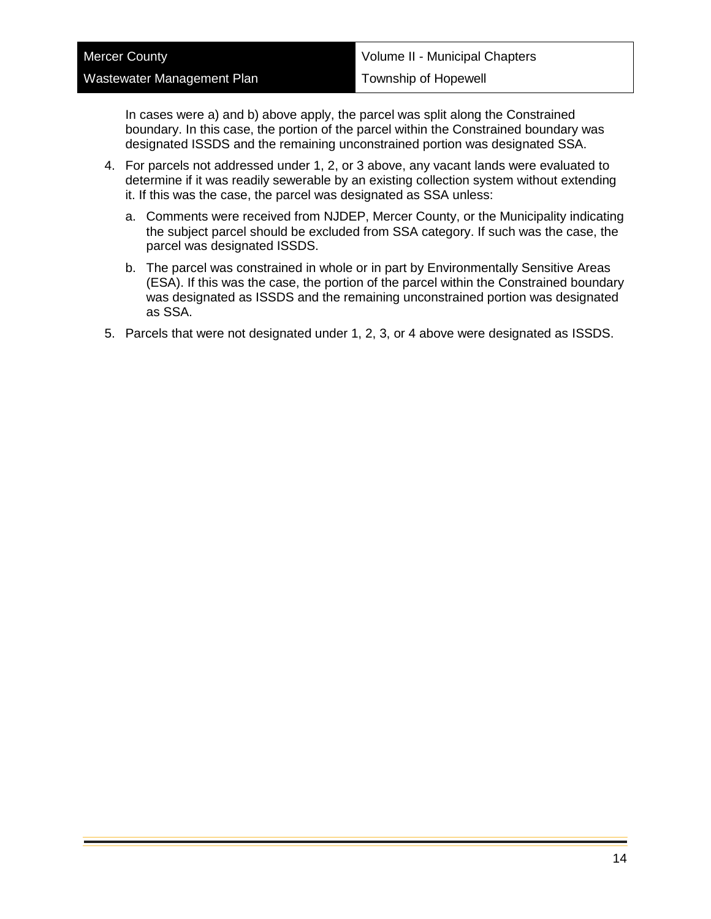In cases were a) and b) above apply, the parcel was split along the Constrained boundary. In this case, the portion of the parcel within the Constrained boundary was designated ISSDS and the remaining unconstrained portion was designated SSA.

4. For parcels not addressed under 1, 2, or 3 above, any vacant lands were evaluated to determine if it was readily sewerable by an existing collection system without extending it. If this was the case, the parcel was designated as SSA unless:
   a. Comments were received from NJDEP, Mercer County, or the Municipality indicating the subject parcel should be excluded from SSA category. If such was the case, the parcel was designated ISSDS.
   b. The parcel was constrained in whole or in part by Environmentally Sensitive Areas (ESA). If this was the case, the portion of the parcel within the Constrained boundary was designated as ISSDS and the remaining unconstrained portion was designated as SSA.
5. Parcels that were not designated under 1, 2, 3, or 4 above were designated as ISSDS.